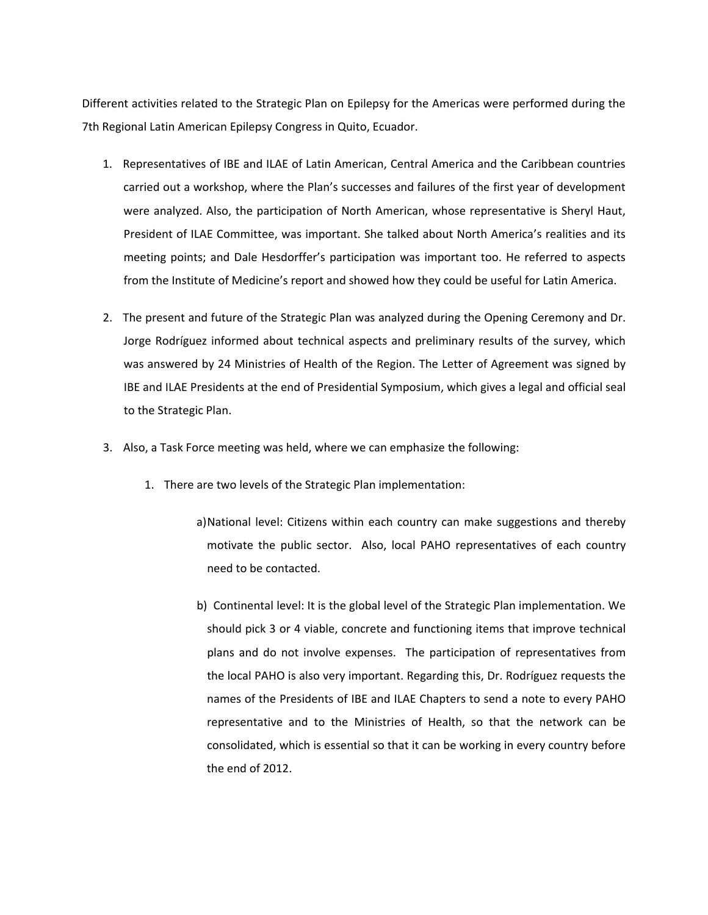Different activities related to the Strategic Plan on Epilepsy for the Americas were performed during the 7th Regional Latin American Epilepsy Congress in Quito, Ecuador.

1. Representatives of IBE and ILAE of Latin American, Central America and the Caribbean countries carried out a workshop, where the Plan's successes and failures of the first year of development were analyzed. Also, the participation of North American, whose representative is Sheryl Haut, President of ILAE Committee, was important. She talked about North America's realities and its meeting points; and Dale Hesdorffer's participation was important too. He referred to aspects from the Institute of Medicine's report and showed how they could be useful for Latin America.

2. The present and future of the Strategic Plan was analyzed during the Opening Ceremony and Dr. Jorge Rodríguez informed about technical aspects and preliminary results of the survey, which was answered by 24 Ministries of Health of the Region. The Letter of Agreement was signed by IBE and ILAE Presidents at the end of Presidential Symposium, which gives a legal and official seal to the Strategic Plan.

3. Also, a Task Force meeting was held, where we can emphasize the following:

    1. There are two levels of the Strategic Plan implementation:

        a) National level: Citizens within each country can make suggestions and thereby motivate the public sector. Also, local PAHO representatives of each country need to be contacted.

        b) Continental level: It is the global level of the Strategic Plan implementation. We should pick 3 or 4 viable, concrete and functioning items that improve technical plans and do not involve expenses. The participation of representatives from the local PAHO is also very important. Regarding this, Dr. Rodríguez requests the names of the Presidents of IBE and ILAE Chapters to send a note to every PAHO representative and to the Ministries of Health, so that the network can be consolidated, which is essential so that it can be working in every country before the end of 2012.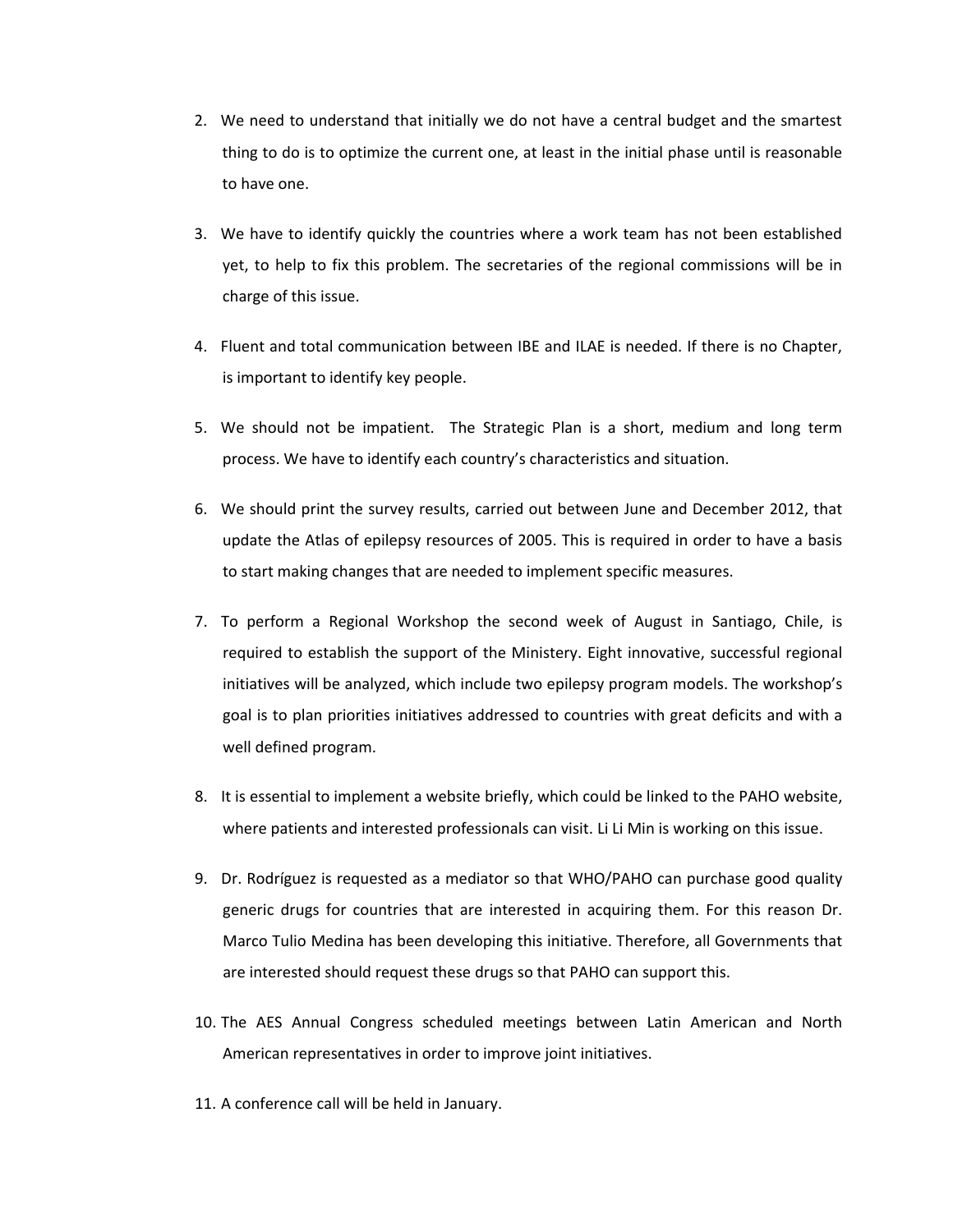2. We need to understand that initially we do not have a central budget and the smartest thing to do is to optimize the current one, at least in the initial phase until is reasonable to have one.

3. We have to identify quickly the countries where a work team has not been established yet, to help to fix this problem. The secretaries of the regional commissions will be in charge of this issue.

4. Fluent and total communication between IBE and ILAE is needed. If there is no Chapter, is important to identify key people.

5. We should not be impatient. The Strategic Plan is a short, medium and long term process. We have to identify each country's characteristics and situation.

6. We should print the survey results, carried out between June and December 2012, that update the Atlas of epilepsy resources of 2005. This is required in order to have a basis to start making changes that are needed to implement specific measures.

7. To perform a Regional Workshop the second week of August in Santiago, Chile, is required to establish the support of the Ministery. Eight innovative, successful regional initiatives will be analyzed, which include two epilepsy program models. The workshop's goal is to plan priorities initiatives addressed to countries with great deficits and with a well defined program.

8. It is essential to implement a website briefly, which could be linked to the PAHO website, where patients and interested professionals can visit. Li Li Min is working on this issue.

9. Dr. Rodríguez is requested as a mediator so that WHO/PAHO can purchase good quality generic drugs for countries that are interested in acquiring them. For this reason Dr. Marco Tulio Medina has been developing this initiative. Therefore, all Governments that are interested should request these drugs so that PAHO can support this.

10. The AES Annual Congress scheduled meetings between Latin American and North American representatives in order to improve joint initiatives.

11. A conference call will be held in January.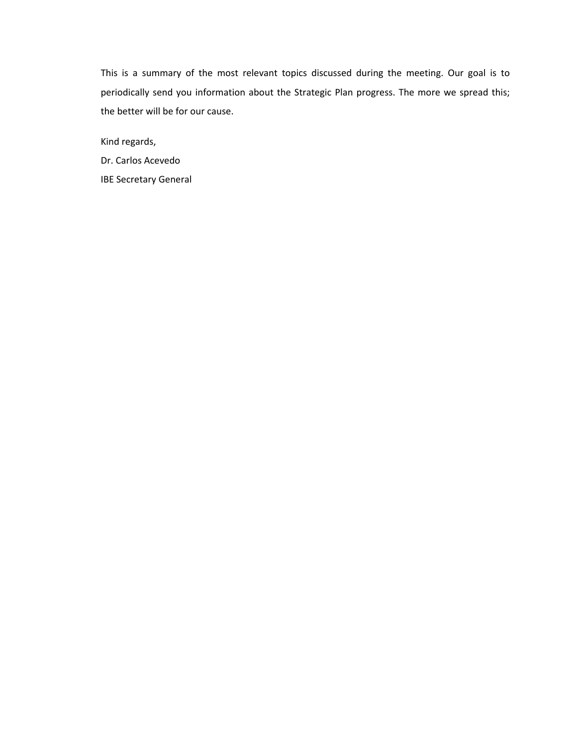This is a summary of the most relevant topics discussed during the meeting. Our goal is to periodically send you information about the Strategic Plan progress. The more we spread this; the better will be for our cause.

Kind regards,
Dr. Carlos Acevedo
IBE Secretary General